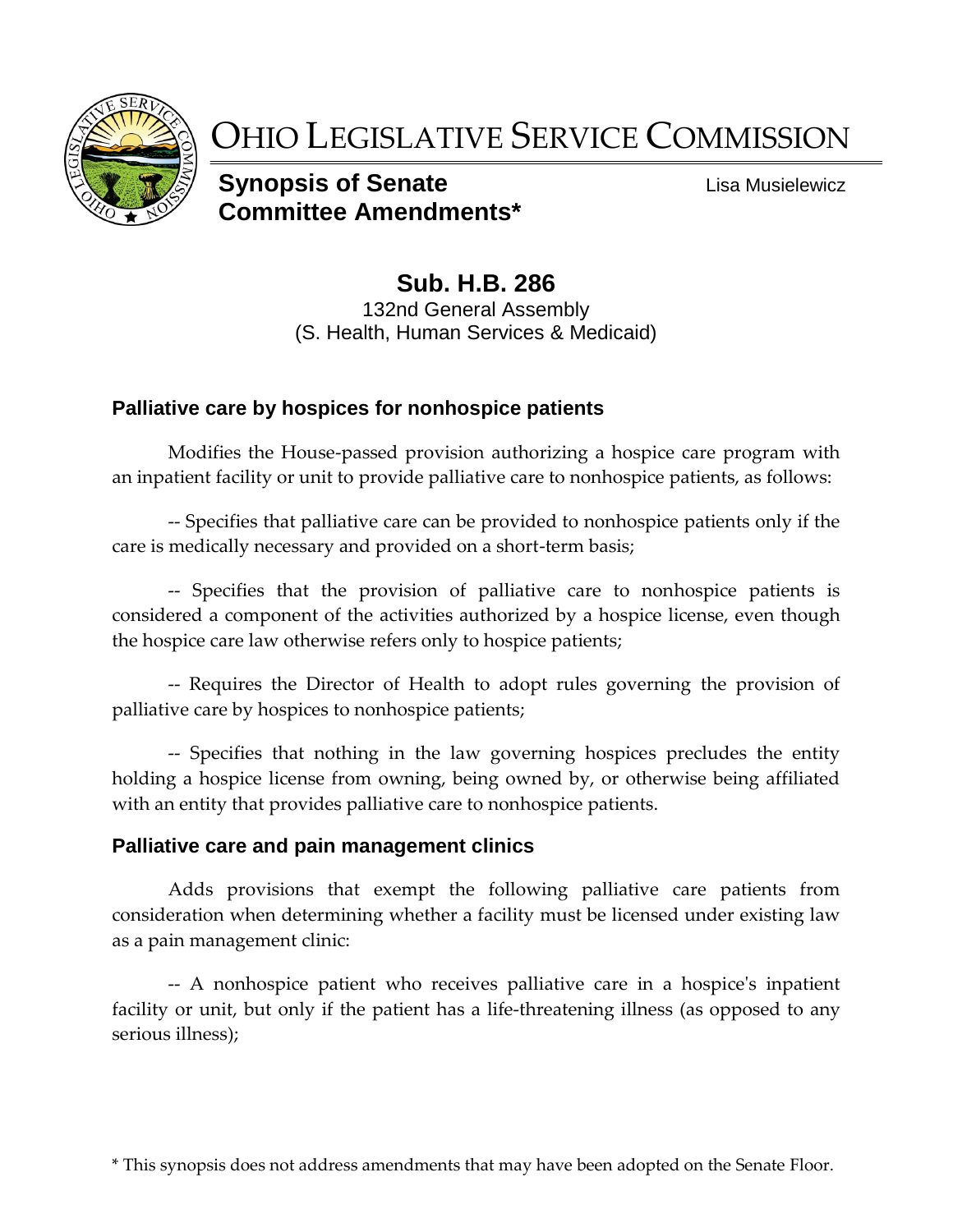# OHIO LEGISLATIVE SERVICE COMMISSION

**Synopsis of Senate Committee Amendments***

Lisa Musielewicz

## Sub. H.B. 286

132nd General Assembly
(S. Health, Human Services & Medicaid)

### Palliative care by hospices for nonhospice patients

Modifies the House-passed provision authorizing a hospice care program with an inpatient facility or unit to provide palliative care to nonhospice patients, as follows:

-- Specifies that palliative care can be provided to nonhospice patients only if the care is medically necessary and provided on a short-term basis;

-- Specifies that the provision of palliative care to nonhospice patients is considered a component of the activities authorized by a hospice license, even though the hospice care law otherwise refers only to hospice patients;

-- Requires the Director of Health to adopt rules governing the provision of palliative care by hospices to nonhospice patients;

-- Specifies that nothing in the law governing hospices precludes the entity holding a hospice license from owning, being owned by, or otherwise being affiliated with an entity that provides palliative care to nonhospice patients.

### Palliative care and pain management clinics

Adds provisions that exempt the following palliative care patients from consideration when determining whether a facility must be licensed under existing law as a pain management clinic:

-- A nonhospice patient who receives palliative care in a hospice's inpatient facility or unit, but only if the patient has a life-threatening illness (as opposed to any serious illness);

* This synopsis does not address amendments that may have been adopted on the Senate Floor.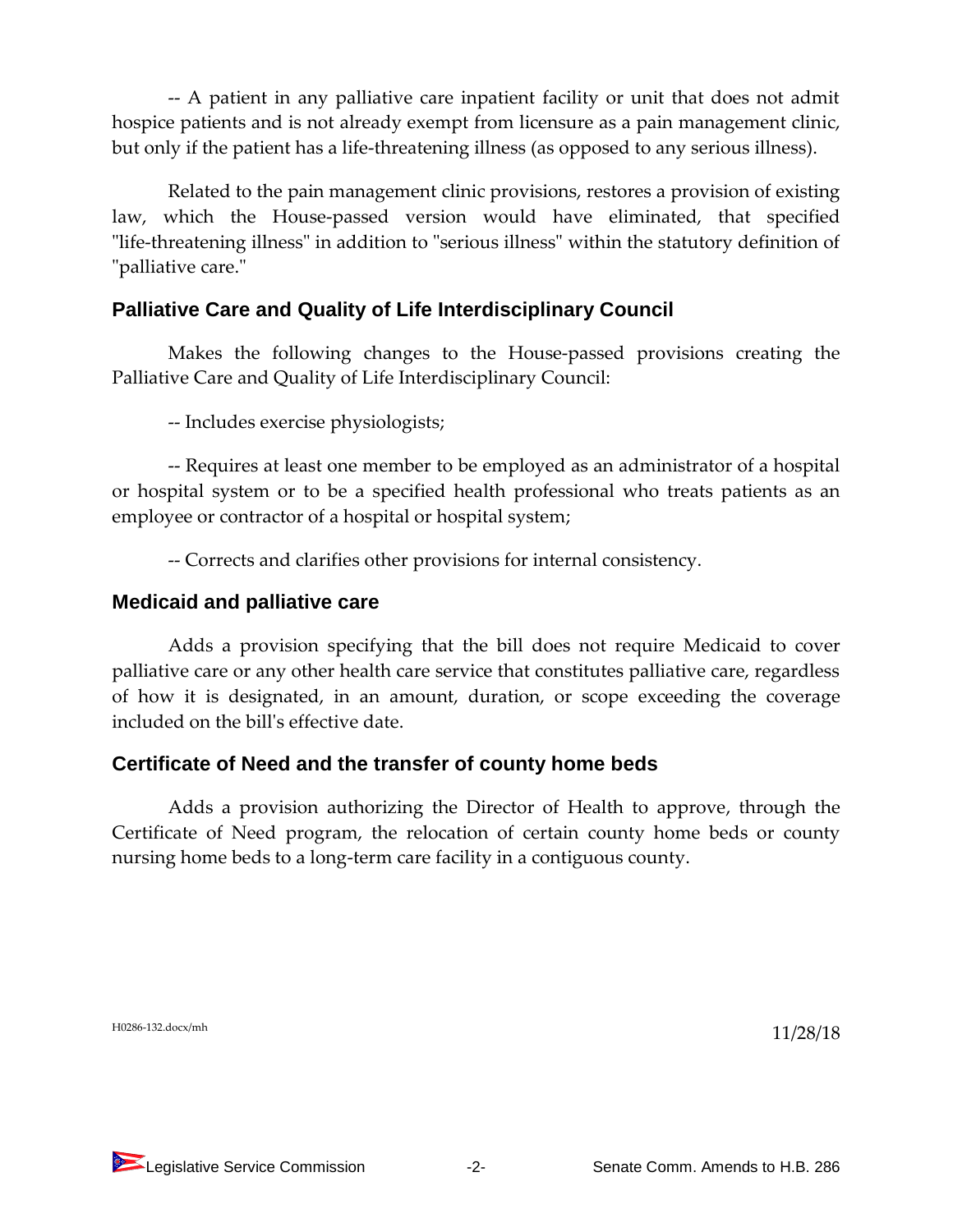-- A patient in any palliative care inpatient facility or unit that does not admit hospice patients and is not already exempt from licensure as a pain management clinic, but only if the patient has a life-threatening illness (as opposed to any serious illness).

Related to the pain management clinic provisions, restores a provision of existing law, which the House-passed version would have eliminated, that specified "life-threatening illness" in addition to "serious illness" within the statutory definition of "palliative care."

## Palliative Care and Quality of Life Interdisciplinary Council

Makes the following changes to the House-passed provisions creating the Palliative Care and Quality of Life Interdisciplinary Council:

-- Includes exercise physiologists;

-- Requires at least one member to be employed as an administrator of a hospital or hospital system or to be a specified health professional who treats patients as an employee or contractor of a hospital or hospital system;

-- Corrects and clarifies other provisions for internal consistency.

## Medicaid and palliative care

Adds a provision specifying that the bill does not require Medicaid to cover palliative care or any other health care service that constitutes palliative care, regardless of how it is designated, in an amount, duration, or scope exceeding the coverage included on the bill's effective date.

## Certificate of Need and the transfer of county home beds

Adds a provision authorizing the Director of Health to approve, through the Certificate of Need program, the relocation of certain county home beds or county nursing home beds to a long-term care facility in a contiguous county.

H0286-132.docx/mh

11/28/18